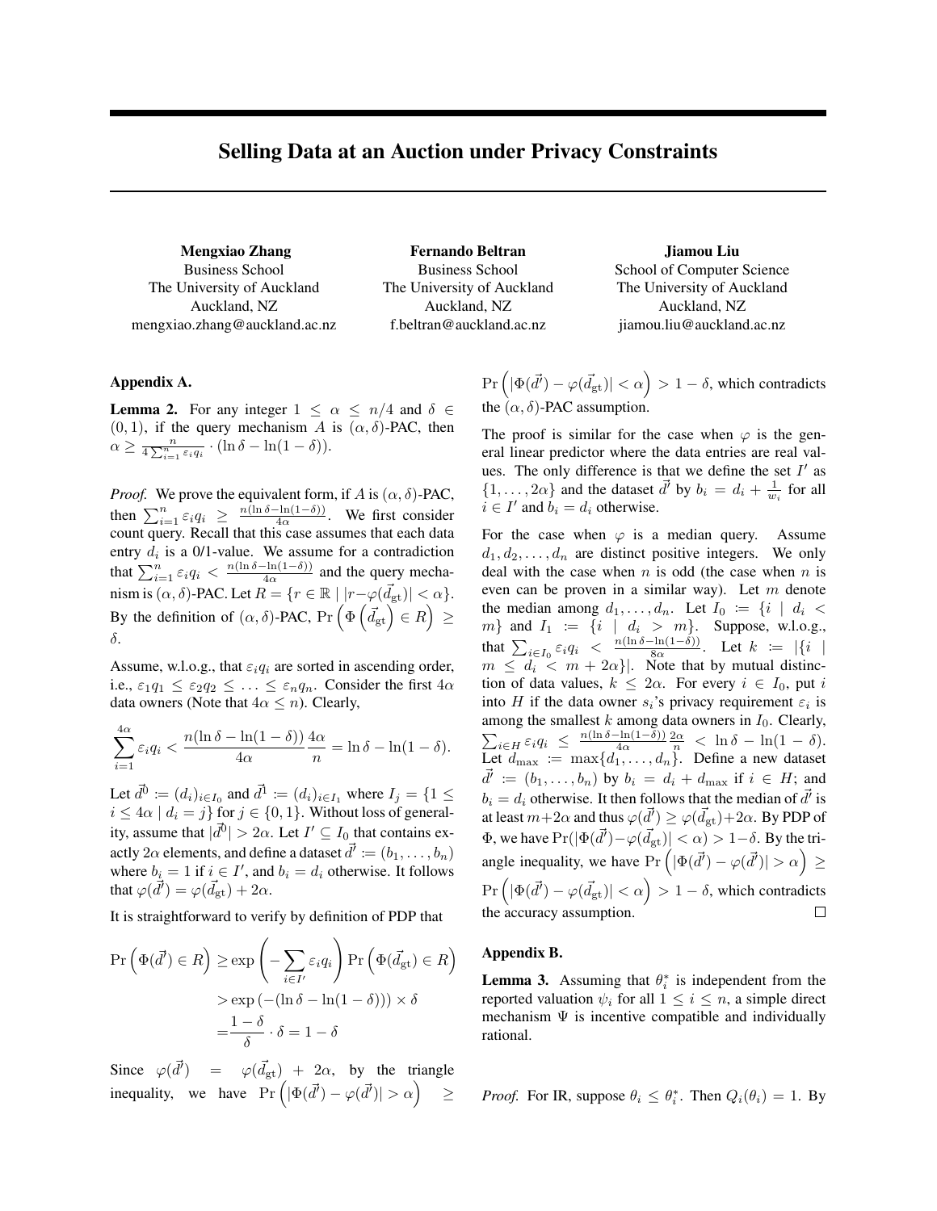# Selling Data at an Auction under Privacy Constraints

**Mengxiao Zhang**
Business School
The University of Auckland
Auckland, NZ
mengxiao.zhang@auckland.ac.nz

**Fernando Beltran**
Business School
The University of Auckland
Auckland, NZ
f.beltran@auckland.ac.nz

**Jiamou Liu**
School of Computer Science
The University of Auckland
Auckland, NZ
jiamou.liu@auckland.ac.nz

### Appendix A.

**Lemma 2.** For any integer $1 \leq \alpha \leq n/4$ and $\delta \in (0,1)$, if the query mechanism $A$ is $(\alpha, \delta)$-PAC, then $\alpha \geq \frac{n}{4\sum_{i=1}^{n} \varepsilon_i q_i} \cdot (\ln \delta - \ln(1-\delta))$.

*Proof.* We prove the equivalent form, if $A$ is $(\alpha, \delta)$-PAC, then $\sum_{i=1}^{n} \varepsilon_i q_i \geq \frac{n(\ln \delta - \ln(1-\delta))}{4\alpha}$. We first consider count query. Recall that this case assumes that each data entry $d_i$ is a 0/1-value. We assume for a contradiction that $\sum_{i=1}^{n} \varepsilon_i q_i < \frac{n(\ln \delta - \ln(1-\delta))}{4\alpha}$ and the query mechanism is $(\alpha, \delta)$-PAC. Let $R = \{r \in \mathbb{R} \mid |r - \varphi(\vec{d}_{\text{gt}})| < \alpha\}$. By the definition of $(\alpha, \delta)$-PAC, $\Pr\left(\Phi\left(\vec{d}_{\text{gt}}\right) \in R\right) \geq \delta$.

Assume, w.l.o.g., that $\varepsilon_i q_i$ are sorted in ascending order, i.e., $\varepsilon_1 q_1 \leq \varepsilon_2 q_2 \leq \ldots \leq \varepsilon_n q_n$. Consider the first $4\alpha$ data owners (Note that $4\alpha \leq n$). Clearly,

$$\sum_{i=1}^{4\alpha} \varepsilon_i q_i < \frac{n(\ln \delta - \ln(1-\delta))}{4\alpha} \frac{4\alpha}{n} = \ln \delta - \ln(1-\delta).$$

Let $\vec{d}^0 := (d_i)_{i \in I_0}$ and $\vec{d}^1 := (d_i)_{i \in I_1}$ where $I_j = \{1 \leq i \leq 4\alpha \mid d_i = j\}$ for $j \in \{0,1\}$. Without loss of generality, assume that $|\vec{d}^0| > 2\alpha$. Let $I' \subseteq I_0$ that contains exactly $2\alpha$ elements, and define a dataset $\vec{d'} := (b_1, \ldots, b_n)$ where $b_i = 1$ if $i \in I'$, and $b_i = d_i$ otherwise. It follows that $\varphi(\vec{d'}) = \varphi(\vec{d}_{\text{gt}}) + 2\alpha$.

It is straightforward to verify by definition of PDP that

$$\begin{aligned}
\Pr\left(\Phi(\vec{d'}) \in R\right) &\geq \exp\left(-\sum_{i \in I'} \varepsilon_i q_i\right) \Pr\left(\Phi(\vec{d}_{\text{gt}}) \in R\right) \\
&> \exp\left(-(\ln \delta - \ln(1-\delta))\right) \times \delta \\
&= \frac{1-\delta}{\delta} \cdot \delta = 1 - \delta
\end{aligned}$$

Since $\varphi(\vec{d'}) = \varphi(\vec{d}_{\text{gt}}) + 2\alpha$, by the triangle inequality, we have $\Pr\left(|\Phi(\vec{d'}) - \varphi(\vec{d'})| > \alpha\right) \geq \Pr\left(|\Phi(\vec{d'}) - \varphi(\vec{d}_{\text{gt}})| < \alpha\right) > 1 - \delta$, which contradicts the $(\alpha, \delta)$-PAC assumption.

The proof is similar for the case when $\varphi$ is the general linear predictor where the data entries are real values. The only difference is that we define the set $I'$ as $\{1, \ldots, 2\alpha\}$ and the dataset $\vec{d'}$ by $b_i = d_i + \frac{1}{w_i}$ for all $i \in I'$ and $b_i = d_i$ otherwise.

For the case when $\varphi$ is a median query. Assume $d_1, d_2, \ldots, d_n$ are distinct positive integers. We only deal with the case when $n$ is odd (the case when $n$ is even can be proven in a similar way). Let $m$ denote the median among $d_1, \ldots, d_n$. Let $I_0 := \{i \mid d_i < m\}$ and $I_1 := \{i \mid d_i > m\}$. Suppose, w.l.o.g., that $\sum_{i \in I_0} \varepsilon_i q_i < \frac{n(\ln \delta - \ln(1-\delta))}{8\alpha}$. Let $k := |\{i \mid m \leq d_i < m + 2\alpha\}|$. Note that by mutual distinction of data values, $k \leq 2\alpha$. For every $i \in I_0$, put $i$ into $H$ if the data owner $s_i$'s privacy requirement $\varepsilon_i$ is among the smallest $k$ among data owners in $I_0$. Clearly, $\sum_{i \in H} \varepsilon_i q_i \leq \frac{n(\ln \delta - \ln(1-\delta))}{4\alpha} \frac{2\alpha}{n} < \ln \delta - \ln(1-\delta)$. Let $d_{\max} := \max\{d_1, \ldots, d_n\}$. Define a new dataset $\vec{d'} := (b_1, \ldots, b_n)$ by $b_i = d_i + d_{\max}$ if $i \in H$; and $b_i = d_i$ otherwise. It then follows that the median of $\vec{d'}$ is at least $m + 2\alpha$ and thus $\varphi(\vec{d'}) \geq \varphi(\vec{d}_{\text{gt}}) + 2\alpha$. By PDP of $\Phi$, we have $\Pr(|\Phi(\vec{d'}) - \varphi(\vec{d}_{\text{gt}})| < \alpha) > 1 - \delta$. By the triangle inequality, we have $\Pr\left(|\Phi(\vec{d'}) - \varphi(\vec{d'})| > \alpha\right) \geq \Pr\left(|\Phi(\vec{d'}) - \varphi(\vec{d}_{\text{gt}})| < \alpha\right) > 1 - \delta$, which contradicts the accuracy assumption. ◻

### Appendix B.

**Lemma 3.** Assuming that $\theta_i^*$ is independent from the reported valuation $\psi_i$ for all $1 \leq i \leq n$, a simple direct mechanism $\Psi$ is incentive compatible and individually rational.

*Proof.* For IR, suppose $\theta_i \leq \theta_i^*$. Then $Q_i(\theta_i) = 1$. By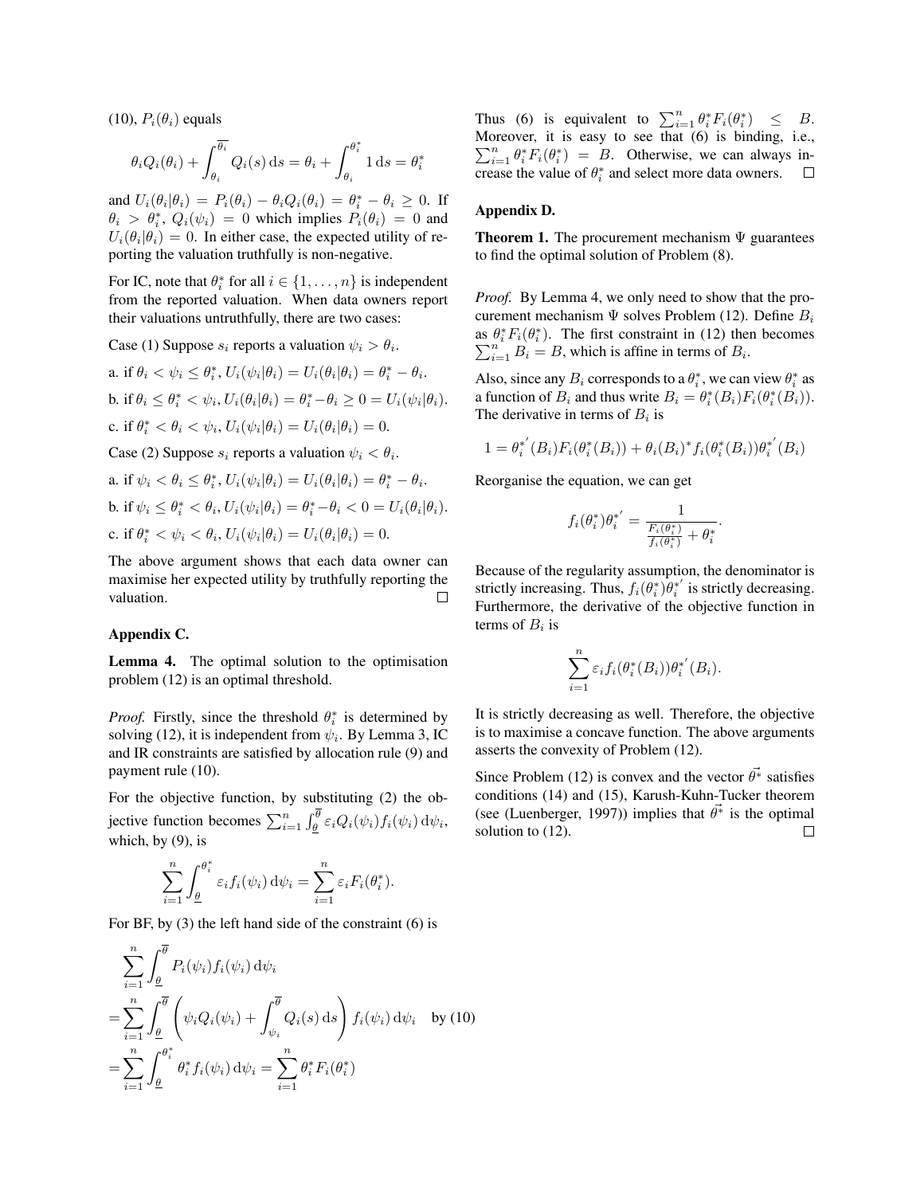(10), $P_i(\theta_i)$ equals

$$\theta_i Q_i(\theta_i) + \int_{\theta_i}^{\overline{\theta_i}} Q_i(s)\,\mathrm{d}s = \theta_i + \int_{\theta_i}^{\theta_i^*} 1\,\mathrm{d}s = \theta_i^*$$

and $U_i(\theta_i|\theta_i) = P_i(\theta_i) - \theta_i Q_i(\theta_i) = \theta_i^* - \theta_i \geq 0$. If $\theta_i > \theta_i^*$, $Q_i(\psi_i) = 0$ which implies $P_i(\theta_i) = 0$ and $U_i(\theta_i|\theta_i) = 0$. In either case, the expected utility of reporting the valuation truthfully is non-negative.

For IC, note that $\theta_i^*$ for all $i \in \{1, \ldots, n\}$ is independent from the reported valuation. When data owners report their valuations untruthfully, there are two cases:

Case (1) Suppose $s_i$ reports a valuation $\psi_i > \theta_i$.

a. if $\theta_i < \psi_i \leq \theta_i^*$, $U_i(\psi_i|\theta_i) = U_i(\theta_i|\theta_i) = \theta_i^* - \theta_i$.

b. if $\theta_i \leq \theta_i^* < \psi_i$, $U_i(\theta_i|\theta_i) = \theta_i^* - \theta_i \geq 0 = U_i(\psi_i|\theta_i)$.

c. if $\theta_i^* < \theta_i < \psi_i$, $U_i(\psi_i|\theta_i) = U_i(\theta_i|\theta_i) = 0$.

Case (2) Suppose $s_i$ reports a valuation $\psi_i < \theta_i$.

a. if $\psi_i < \theta_i \leq \theta_i^*$, $U_i(\psi_i|\theta_i) = U_i(\theta_i|\theta_i) = \theta_i^* - \theta_i$.

b. if $\psi_i \leq \theta_i^* < \theta_i$, $U_i(\psi_i|\theta_i) = \theta_i^* - \theta_i < 0 = U_i(\theta_i|\theta_i)$.

c. if $\theta_i^* < \psi_i < \theta_i$, $U_i(\psi_i|\theta_i) = U_i(\theta_i|\theta_i) = 0$.

The above argument shows that each data owner can maximise her expected utility by truthfully reporting the valuation. □

### Appendix C.

**Lemma 4.** The optimal solution to the optimisation problem (12) is an optimal threshold.

*Proof.* Firstly, since the threshold $\theta_i^*$ is determined by solving (12), it is independent from $\psi_i$. By Lemma 3, IC and IR constraints are satisfied by allocation rule (9) and payment rule (10).

For the objective function, by substituting (2) the objective function becomes $\sum_{i=1}^n \int_{\underline{\theta}}^{\overline{\theta}} \varepsilon_i Q_i(\psi_i) f_i(\psi_i)\,\mathrm{d}\psi_i$, which, by (9), is

$$\sum_{i=1}^n \int_{\underline{\theta}}^{\theta_i^*} \varepsilon_i f_i(\psi_i)\,\mathrm{d}\psi_i = \sum_{i=1}^n \varepsilon_i F_i(\theta_i^*).$$

For BF, by (3) the left hand side of the constraint (6) is

$$\begin{aligned}
&\sum_{i=1}^n \int_{\underline{\theta}}^{\overline{\theta}} P_i(\psi_i) f_i(\psi_i)\,\mathrm{d}\psi_i \\
=&\sum_{i=1}^n \int_{\underline{\theta}}^{\overline{\theta}} \left( \psi_i Q_i(\psi_i) + \int_{\psi_i}^{\overline{\theta}} Q_i(s)\,\mathrm{d}s \right) f_i(\psi_i)\,\mathrm{d}\psi_i \quad \text{by (10)} \\
=&\sum_{i=1}^n \int_{\underline{\theta}}^{\theta_i^*} \theta_i^* f_i(\psi_i)\,\mathrm{d}\psi_i = \sum_{i=1}^n \theta_i^* F_i(\theta_i^*)
\end{aligned}$$

Thus (6) is equivalent to $\sum_{i=1}^n \theta_i^* F_i(\theta_i^*) \leq B$. Moreover, it is easy to see that (6) is binding, i.e., $\sum_{i=1}^n \theta_i^* F_i(\theta_i^*) = B$. Otherwise, we can always increase the value of $\theta_i^*$ and select more data owners. □

### Appendix D.

**Theorem 1.** The procurement mechanism $\Psi$ guarantees to find the optimal solution of Problem (8).

*Proof.* By Lemma 4, we only need to show that the procurement mechanism $\Psi$ solves Problem (12). Define $B_i$ as $\theta_i^* F_i(\theta_i^*)$. The first constraint in (12) then becomes $\sum_{i=1}^n B_i = B$, which is affine in terms of $B_i$.

Also, since any $B_i$ corresponds to a $\theta_i^*$, we can view $\theta_i^*$ as a function of $B_i$ and thus write $B_i = \theta_i^*(B_i) F_i(\theta_i^*(B_i))$. The derivative in terms of $B_i$ is

$$1 = \theta_i^{*'}(B_i) F_i(\theta_i^*(B_i)) + \theta_i(B_i)^* f_i(\theta_i^*(B_i)) \theta_i^{*'}(B_i)$$

Reorganise the equation, we can get

$$f_i(\theta_i^*)\theta_i^{*'} = \frac{1}{\frac{F_i(\theta_i^*)}{f_i(\theta_i^*)} + \theta_i^*}.$$

Because of the regularity assumption, the denominator is strictly increasing. Thus, $f_i(\theta_i^*)\theta_i^{*'}$ is strictly decreasing. Furthermore, the derivative of the objective function in terms of $B_i$ is

$$\sum_{i=1}^n \varepsilon_i f_i(\theta_i^*(B_i)) \theta_i^{*'}(B_i).$$

It is strictly decreasing as well. Therefore, the objective is to maximise a concave function. The above arguments asserts the convexity of Problem (12).

Since Problem (12) is convex and the vector $\vec{\theta^*}$ satisfies conditions (14) and (15), Karush-Kuhn-Tucker theorem (see (Luenberger, 1997)) implies that $\vec{\theta^*}$ is the optimal solution to (12). □